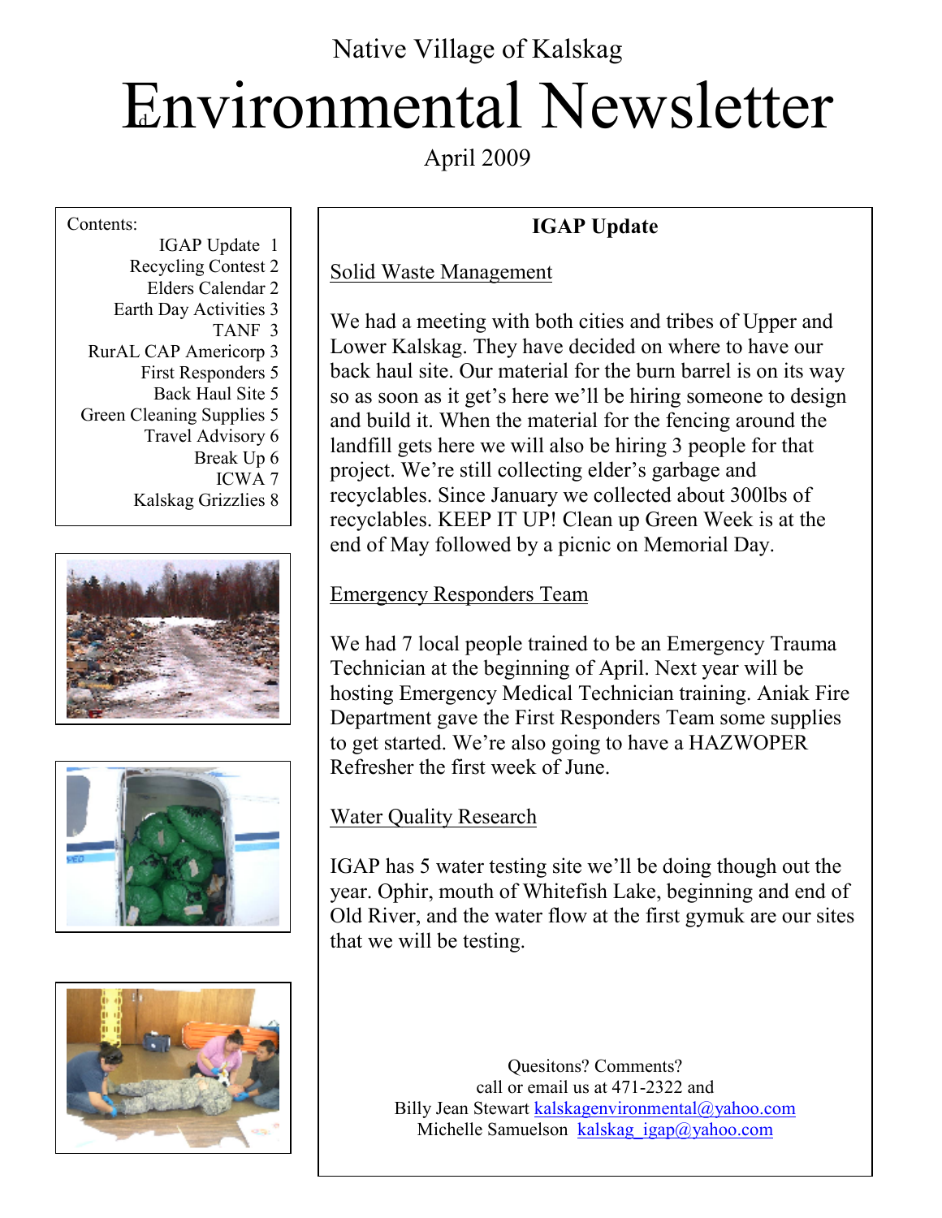Native Village of Kalskag

# Environmental Newsletter

April 2009

Contents:

- IGAP Update 1
- Recycling Contest 2
- Elders Calendar 2
- Earth Day Activities 3
- TANF 3
- RurAL CAP Americorp 3
- First Responders 5
- Back Haul Site 5
- Green Cleaning Supplies 5
- Travel Advisory 6
- Break Up 6
- ICWA 7
- Kalskag Grizzlies 8

## IGAP Update

### Solid Waste Management

We had a meeting with both cities and tribes of Upper and Lower Kalskag. They have decided on where to have our back haul site. Our material for the burn barrel is on its way so as soon as it get's here we'll be hiring someone to design and build it. When the material for the fencing around the landfill gets here we will also be hiring 3 people for that project. We're still collecting elder's garbage and recyclables. Since January we collected about 300lbs of recyclables. KEEP IT UP! Clean up Green Week is at the end of May followed by a picnic on Memorial Day.

### Emergency Responders Team

We had 7 local people trained to be an Emergency Trauma Technician at the beginning of April. Next year will be hosting Emergency Medical Technician training. Aniak Fire Department gave the First Responders Team some supplies to get started. We're also going to have a HAZWOPER Refresher the first week of June.

### Water Quality Research

IGAP has 5 water testing site we'll be doing though out the year. Ophir, mouth of Whitefish Lake, beginning and end of Old River, and the water flow at the first gymuk are our sites that we will be testing.

Quesitons? Comments?
call or email us at 471-2322 and
Billy Jean Stewart kalskagenvironmental@yahoo.com
Michelle Samuelson kalskag_igap@yahoo.com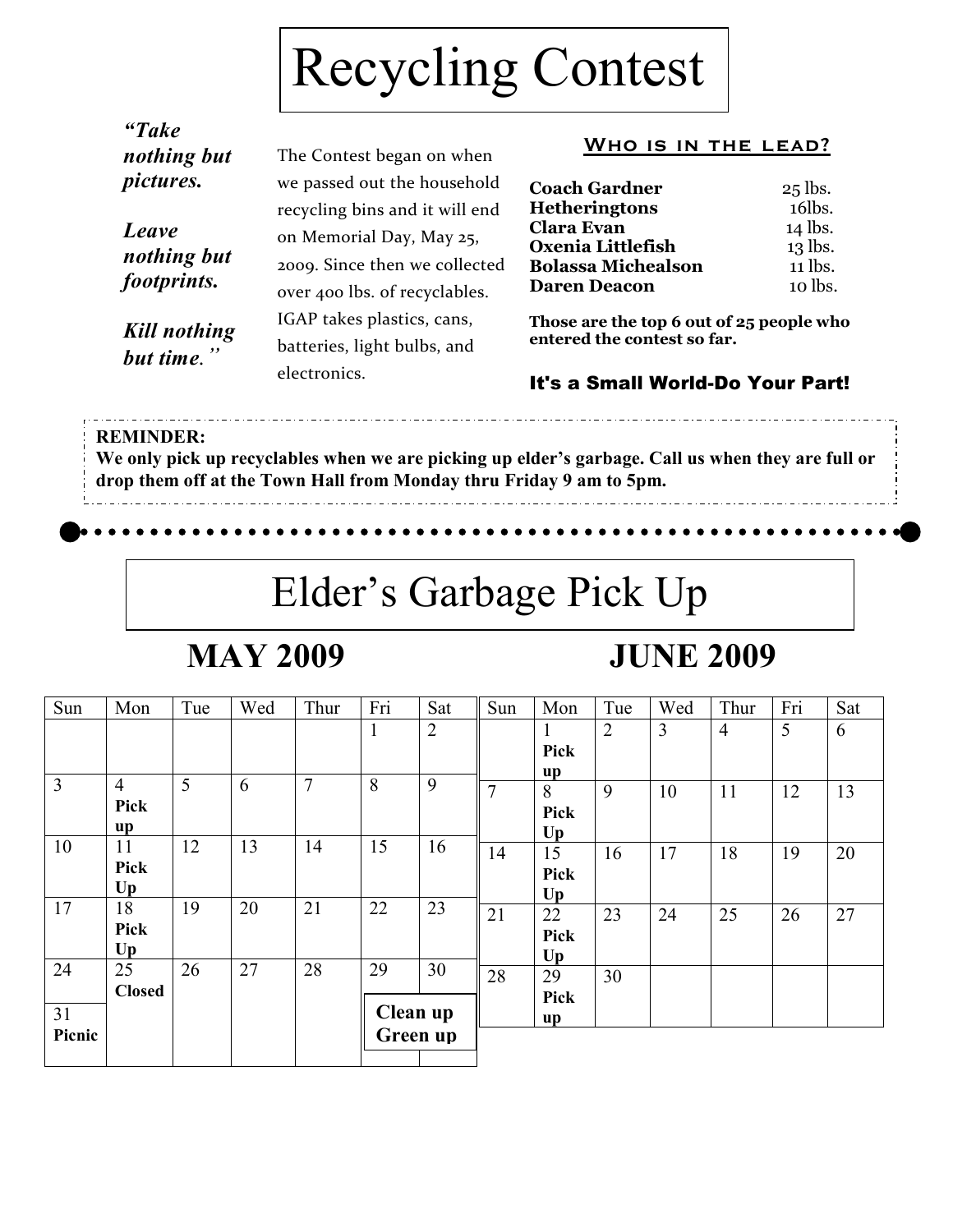# Recycling Contest

***"Take nothing but pictures.***

***Leave nothing but footprints.***

***Kill nothing but time."***

The Contest began on when we passed out the household recycling bins and it will end on Memorial Day, May 25, 2009. Since then we collected over 400 lbs. of recyclables. IGAP takes plastics, cans, batteries, light bulbs, and electronics.

### Who is in the lead?

| | |
|---|---|
| **Coach Gardner** | 25 lbs. |
| **Hetheringtons** | 16lbs. |
| **Clara Evan** | 14 lbs. |
| **Oxenia Littlefish** | 13 lbs. |
| **Bolassa Michealson** | 11 lbs. |
| **Daren Deacon** | 10 lbs. |

**Those are the top 6 out of 25 people who entered the contest so far.**

**It's a Small World-Do Your Part!**

**REMINDER:**
**We only pick up recyclables when we are picking up elder's garbage. Call us when they are full or drop them off at the Town Hall from Monday thru Friday 9 am to 5pm.**

# Elder's Garbage Pick Up

## MAY 2009

| Sun | Mon | Tue | Wed | Thur | Fri | Sat |
|---|---|---|---|---|---|---|
| | | | | | 1 | 2 |
| 3 | 4 **Pick up** | 5 | 6 | 7 | 8 | 9 |
| 10 | 11 **Pick Up** | 12 | 13 | 14 | 15 | 16 |
| 17 | 18 **Pick Up** | 19 | 20 | 21 | 22 | 23 |
| 24 | 25 **Closed** | 26 | 27 | 28 | 29 **Clean up** | 30 **Green up** |
| 31 **Picnic** | | | | | | |

## JUNE 2009

| Sun | Mon | Tue | Wed | Thur | Fri | Sat |
|---|---|---|---|---|---|---|
| | 1 **Pick up** | 2 | 3 | 4 | 5 | 6 |
| 7 | 8 **Pick Up** | 9 | 10 | 11 | 12 | 13 |
| 14 | 15 **Pick Up** | 16 | 17 | 18 | 19 | 20 |
| 21 | 22 **Pick Up** | 23 | 24 | 25 | 26 | 27 |
| 28 | 29 **Pick up** | 30 | | | | |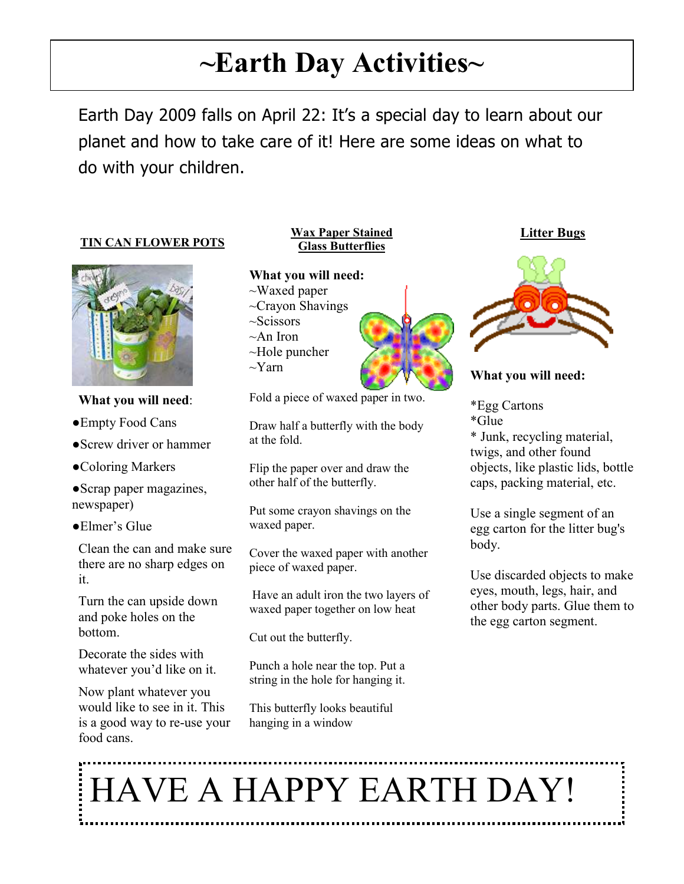# ~Earth Day Activities~

Earth Day 2009 falls on April 22: It's a special day to learn about our planet and how to take care of it! Here are some ideas on what to do with your children.

### TIN CAN FLOWER POTS

**What you will need**:

- Empty Food Cans
- Screw driver or hammer
- Coloring Markers
- Scrap paper magazines, newspaper)
- Elmer's Glue

Clean the can and make sure there are no sharp edges on it.

Turn the can upside down and poke holes on the bottom.

Decorate the sides with whatever you'd like on it.

Now plant whatever you would like to see in it. This is a good way to re-use your food cans.

### Wax Paper Stained Glass Butterflies

**What you will need:**

~Waxed paper
~Crayon Shavings
~Scissors
~An Iron
~Hole puncher
~Yarn

Fold a piece of waxed paper in two.

Draw half a butterfly with the body at the fold.

Flip the paper over and draw the other half of the butterfly.

Put some crayon shavings on the waxed paper.

Cover the waxed paper with another piece of waxed paper.

Have an adult iron the two layers of waxed paper together on low heat

Cut out the butterfly.

Punch a hole near the top. Put a string in the hole for hanging it.

This butterfly looks beautiful hanging in a window

### Litter Bugs

**What you will need:**

*Egg Cartons
*Glue
* Junk, recycling material, twigs, and other found objects, like plastic lids, bottle caps, packing material, etc.

Use a single segment of an egg carton for the litter bug's body.

Use discarded objects to make eyes, mouth, legs, hair, and other body parts. Glue them to the egg carton segment.

# HAVE A HAPPY EARTH DAY!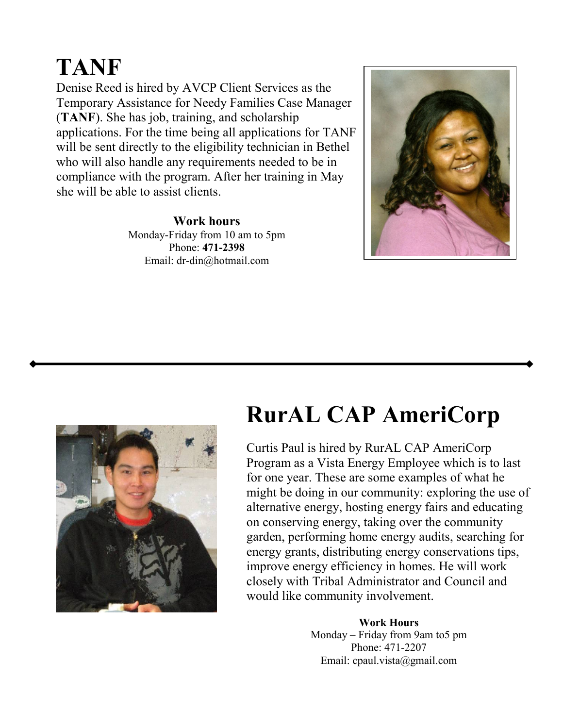# TANF

Denise Reed is hired by AVCP Client Services as the Temporary Assistance for Needy Families Case Manager (**TANF**). She has job, training, and scholarship applications. For the time being all applications for TANF will be sent directly to the eligibility technician in Bethel who will also handle any requirements needed to be in compliance with the program. After her training in May she will be able to assist clients.

**Work hours**
Monday-Friday from 10 am to 5pm
Phone: **471-2398**
Email: dr-din@hotmail.com

---

# RurAL CAP AmeriCorp

Curtis Paul is hired by RurAL CAP AmeriCorp Program as a Vista Energy Employee which is to last for one year. These are some examples of what he might be doing in our community: exploring the use of alternative energy, hosting energy fairs and educating on conserving energy, taking over the community garden, performing home energy audits, searching for energy grants, distributing energy conservations tips, improve energy efficiency in homes. He will work closely with Tribal Administrator and Council and would like community involvement.

**Work Hours**
Monday – Friday from 9am to5 pm
Phone: 471-2207
Email: cpaul.vista@gmail.com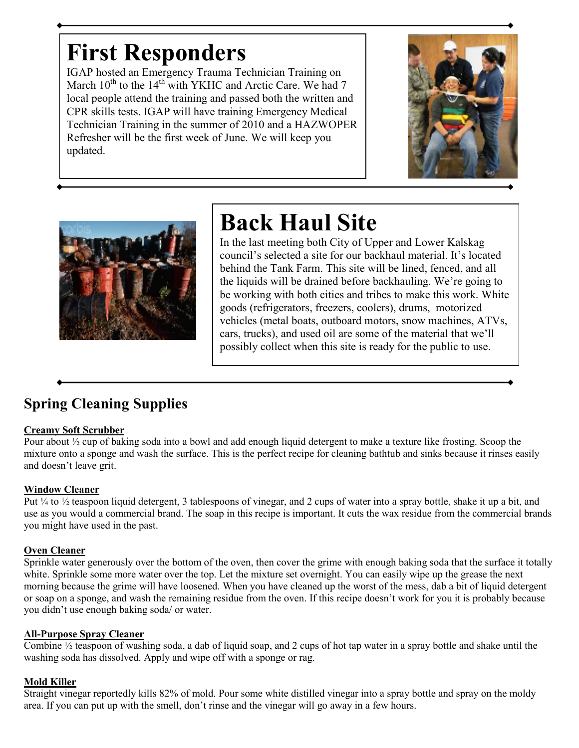# First Responders

IGAP hosted an Emergency Trauma Technician Training on March 10th to the 14th with YKHC and Arctic Care. We had 7 local people attend the training and passed both the written and CPR skills tests. IGAP will have training Emergency Medical Technician Training in the summer of 2010 and a HAZWOPER Refresher will be the first week of June. We will keep you updated.

# Back Haul Site

In the last meeting both City of Upper and Lower Kalskag council's selected a site for our backhaul material. It's located behind the Tank Farm. This site will be lined, fenced, and all the liquids will be drained before backhauling. We're going to be working with both cities and tribes to make this work. White goods (refrigerators, freezers, coolers), drums, motorized vehicles (metal boats, outboard motors, snow machines, ATVs, cars, trucks), and used oil are some of the material that we'll possibly collect when this site is ready for the public to use.

## Spring Cleaning Supplies

**Creamy Soft Scrubber**
Pour about ½ cup of baking soda into a bowl and add enough liquid detergent to make a texture like frosting. Scoop the mixture onto a sponge and wash the surface. This is the perfect recipe for cleaning bathtub and sinks because it rinses easily and doesn't leave grit.

**Window Cleaner**
Put ¼ to ½ teaspoon liquid detergent, 3 tablespoons of vinegar, and 2 cups of water into a spray bottle, shake it up a bit, and use as you would a commercial brand. The soap in this recipe is important. It cuts the wax residue from the commercial brands you might have used in the past.

**Oven Cleaner**
Sprinkle water generously over the bottom of the oven, then cover the grime with enough baking soda that the surface it totally white. Sprinkle some more water over the top. Let the mixture set overnight. You can easily wipe up the grease the next morning because the grime will have loosened. When you have cleaned up the worst of the mess, dab a bit of liquid detergent or soap on a sponge, and wash the remaining residue from the oven. If this recipe doesn't work for you it is probably because you didn't use enough baking soda/ or water.

**All-Purpose Spray Cleaner**
Combine ½ teaspoon of washing soda, a dab of liquid soap, and 2 cups of hot tap water in a spray bottle and shake until the washing soda has dissolved. Apply and wipe off with a sponge or rag.

**Mold Killer**
Straight vinegar reportedly kills 82% of mold. Pour some white distilled vinegar into a spray bottle and spray on the moldy area. If you can put up with the smell, don't rinse and the vinegar will go away in a few hours.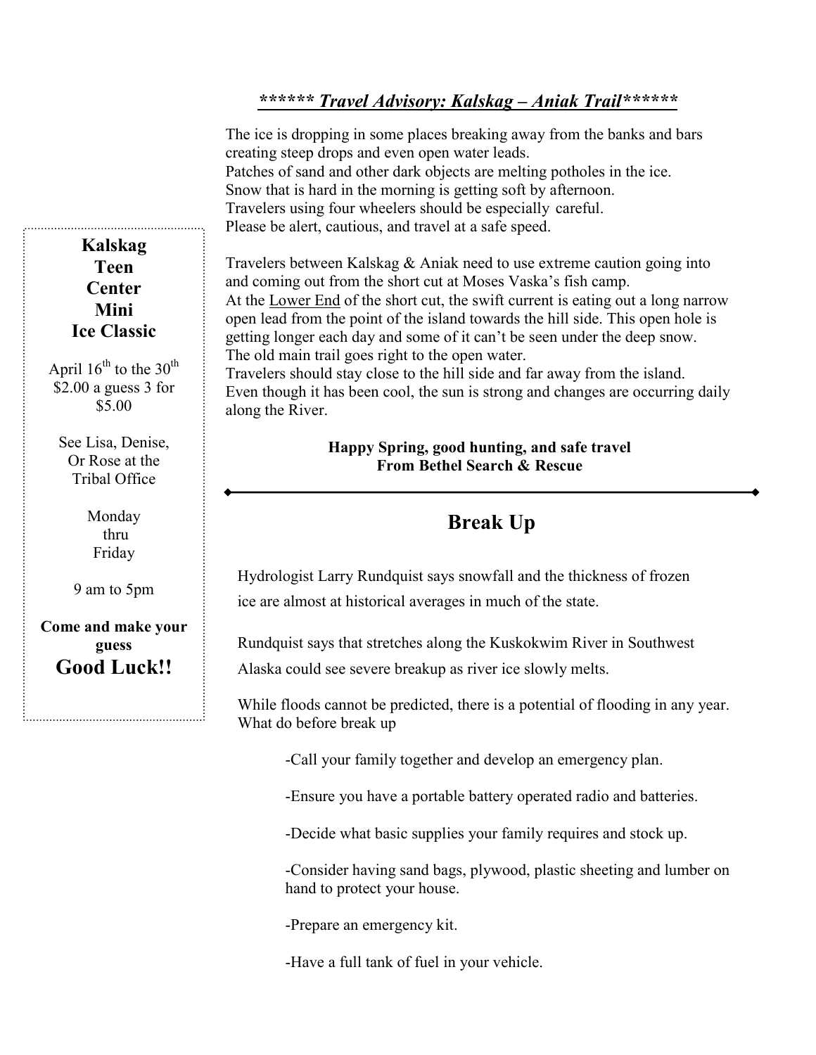## ****** *Travel Advisory: Kalskag – Aniak Trail* ******

The ice is dropping in some places breaking away from the banks and bars creating steep drops and even open water leads.
Patches of sand and other dark objects are melting potholes in the ice.
Snow that is hard in the morning is getting soft by afternoon.
Travelers using four wheelers should be especially careful.
Please be alert, cautious, and travel at a safe speed.

Travelers between Kalskag & Aniak need to use extreme caution going into and coming out from the short cut at Moses Vaska's fish camp.
At the Lower End of the short cut, the swift current is eating out a long narrow open lead from the point of the island towards the hill side. This open hole is getting longer each day and some of it can't be seen under the deep snow.
The old main trail goes right to the open water.
Travelers should stay close to the hill side and far away from the island.
Even though it has been cool, the sun is strong and changes are occurring daily along the River.

**Happy Spring, good hunting, and safe travel**
**From Bethel Search & Rescue**

---

**Kalskag Teen Center Mini Ice Classic**

April 16th to the 30th
$2.00 a guess 3 for $5.00

See Lisa, Denise, Or Rose at the Tribal Office

Monday thru Friday

9 am to 5pm

**Come and make your guess**
**Good Luck!!**

---

## Break Up

Hydrologist Larry Rundquist says snowfall and the thickness of frozen ice are almost at historical averages in much of the state.

Rundquist says that stretches along the Kuskokwim River in Southwest Alaska could see severe breakup as river ice slowly melts.

While floods cannot be predicted, there is a potential of flooding in any year.
What do before break up

- Call your family together and develop an emergency plan.
- Ensure you have a portable battery operated radio and batteries.
- Decide what basic supplies your family requires and stock up.
- Consider having sand bags, plywood, plastic sheeting and lumber on hand to protect your house.
- Prepare an emergency kit.
- Have a full tank of fuel in your vehicle.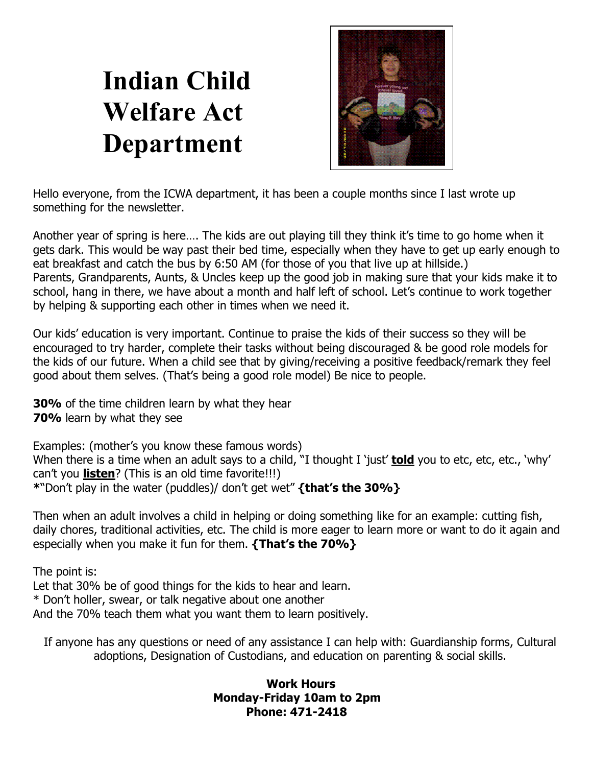# Indian Child Welfare Act Department

Hello everyone, from the ICWA department, it has been a couple months since I last wrote up something for the newsletter.

Another year of spring is here…. The kids are out playing till they think it's time to go home when it gets dark. This would be way past their bed time, especially when they have to get up early enough to eat breakfast and catch the bus by 6:50 AM (for those of you that live up at hillside.) Parents, Grandparents, Aunts, & Uncles keep up the good job in making sure that your kids make it to school, hang in there, we have about a month and half left of school. Let's continue to work together by helping & supporting each other in times when we need it.

Our kids' education is very important. Continue to praise the kids of their success so they will be encouraged to try harder, complete their tasks without being discouraged & be good role models for the kids of our future. When a child see that by giving/receiving a positive feedback/remark they feel good about them selves. (That's being a good role model) Be nice to people.

**30%** of the time children learn by what they hear
**70%** learn by what they see

Examples: (mother's you know these famous words)
When there is a time when an adult says to a child, "I thought I 'just' **<u>told</u>** you to etc, etc, etc., 'why' can't you **<u>listen</u>**? (This is an old time favorite!!!)
**\***"Don't play in the water (puddles)/ don't get wet" **{that's the 30%}**

Then when an adult involves a child in helping or doing something like for an example: cutting fish, daily chores, traditional activities, etc. The child is more eager to learn more or want to do it again and especially when you make it fun for them. **{That's the 70%}**

The point is:
Let that 30% be of good things for the kids to hear and learn.
\* Don't holler, swear, or talk negative about one another
And the 70% teach them what you want them to learn positively.

If anyone has any questions or need of any assistance I can help with: Guardianship forms, Cultural adoptions, Designation of Custodians, and education on parenting & social skills.

**Work Hours**
**Monday-Friday 10am to 2pm**
**Phone: 471-2418**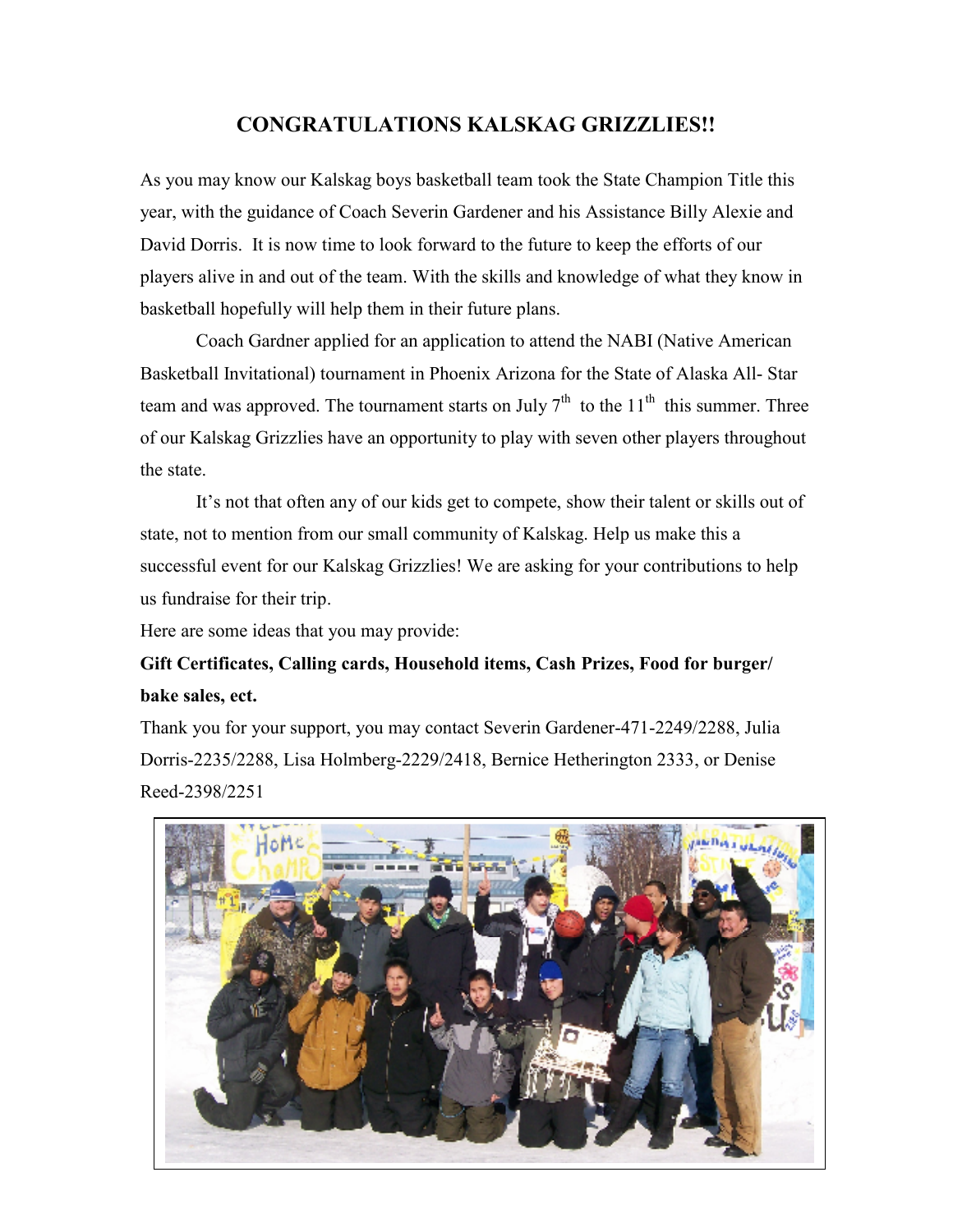# CONGRATULATIONS KALSKAG GRIZZLIES!!

As you may know our Kalskag boys basketball team took the State Champion Title this year, with the guidance of Coach Severin Gardener and his Assistance Billy Alexie and David Dorris. It is now time to look forward to the future to keep the efforts of our players alive in and out of the team. With the skills and knowledge of what they know in basketball hopefully will help them in their future plans.

Coach Gardner applied for an application to attend the NABI (Native American Basketball Invitational) tournament in Phoenix Arizona for the State of Alaska All- Star team and was approved. The tournament starts on July 7th to the 11th this summer. Three of our Kalskag Grizzlies have an opportunity to play with seven other players throughout the state.

It's not that often any of our kids get to compete, show their talent or skills out of state, not to mention from our small community of Kalskag. Help us make this a successful event for our Kalskag Grizzlies! We are asking for your contributions to help us fundraise for their trip.

Here are some ideas that you may provide:

**Gift Certificates, Calling cards, Household items, Cash Prizes, Food for burger/ bake sales, ect.**

Thank you for your support, you may contact Severin Gardener-471-2249/2288, Julia Dorris-2235/2288, Lisa Holmberg-2229/2418, Bernice Hetherington 2333, or Denise Reed-2398/2251